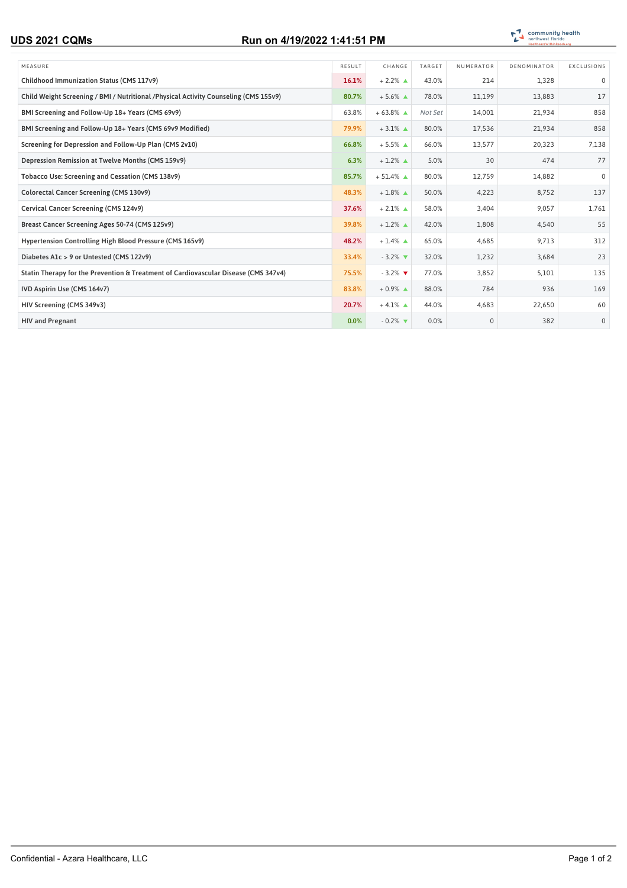# UDS 2021 CQMs

**Run on 4/19/2022 1:41:51 PM**

community health northwest florida

| MEASURE | RESULT | CHANGE | TARGET | NUMERATOR | DENOMINATOR | EXCLUSIONS |
|---|---|---|---|---|---|---|
| Childhood Immunization Status (CMS 117v9) | 16.1% | + 2.2% ▲ | 43.0% | 214 | 1,328 | 0 |
| Child Weight Screening / BMI / Nutritional /Physical Activity Counseling (CMS 155v9) | 80.7% | + 5.6% ▲ | 78.0% | 11,199 | 13,883 | 17 |
| BMI Screening and Follow-Up 18+ Years (CMS 69v9) | 63.8% | + 63.8% ▲ | *Not Set* | 14,001 | 21,934 | 858 |
| BMI Screening and Follow-Up 18+ Years (CMS 69v9 Modified) | 79.9% | + 3.1% ▲ | 80.0% | 17,536 | 21,934 | 858 |
| Screening for Depression and Follow-Up Plan (CMS 2v10) | 66.8% | + 5.5% ▲ | 66.0% | 13,577 | 20,323 | 7,138 |
| Depression Remission at Twelve Months (CMS 159v9) | 6.3% | + 1.2% ▲ | 5.0% | 30 | 474 | 77 |
| Tobacco Use: Screening and Cessation (CMS 138v9) | 85.7% | + 51.4% ▲ | 80.0% | 12,759 | 14,882 | 0 |
| Colorectal Cancer Screening (CMS 130v9) | 48.3% | + 1.8% ▲ | 50.0% | 4,223 | 8,752 | 137 |
| Cervical Cancer Screening (CMS 124v9) | 37.6% | + 2.1% ▲ | 58.0% | 3,404 | 9,057 | 1,761 |
| Breast Cancer Screening Ages 50-74 (CMS 125v9) | 39.8% | + 1.2% ▲ | 42.0% | 1,808 | 4,540 | 55 |
| Hypertension Controlling High Blood Pressure (CMS 165v9) | 48.2% | + 1.4% ▲ | 65.0% | 4,685 | 9,713 | 312 |
| Diabetes A1c > 9 or Untested (CMS 122v9) | 33.4% | - 3.2% ▼ | 32.0% | 1,232 | 3,684 | 23 |
| Statin Therapy for the Prevention & Treatment of Cardiovascular Disease (CMS 347v4) | 75.5% | - 3.2% ▼ | 77.0% | 3,852 | 5,101 | 135 |
| IVD Aspirin Use (CMS 164v7) | 83.8% | + 0.9% ▲ | 88.0% | 784 | 936 | 169 |
| HIV Screening (CMS 349v3) | 20.7% | + 4.1% ▲ | 44.0% | 4,683 | 22,650 | 60 |
| HIV and Pregnant | 0.0% | - 0.2% ▼ | 0.0% | 0 | 382 | 0 |

Confidential - Azara Healthcare, LLC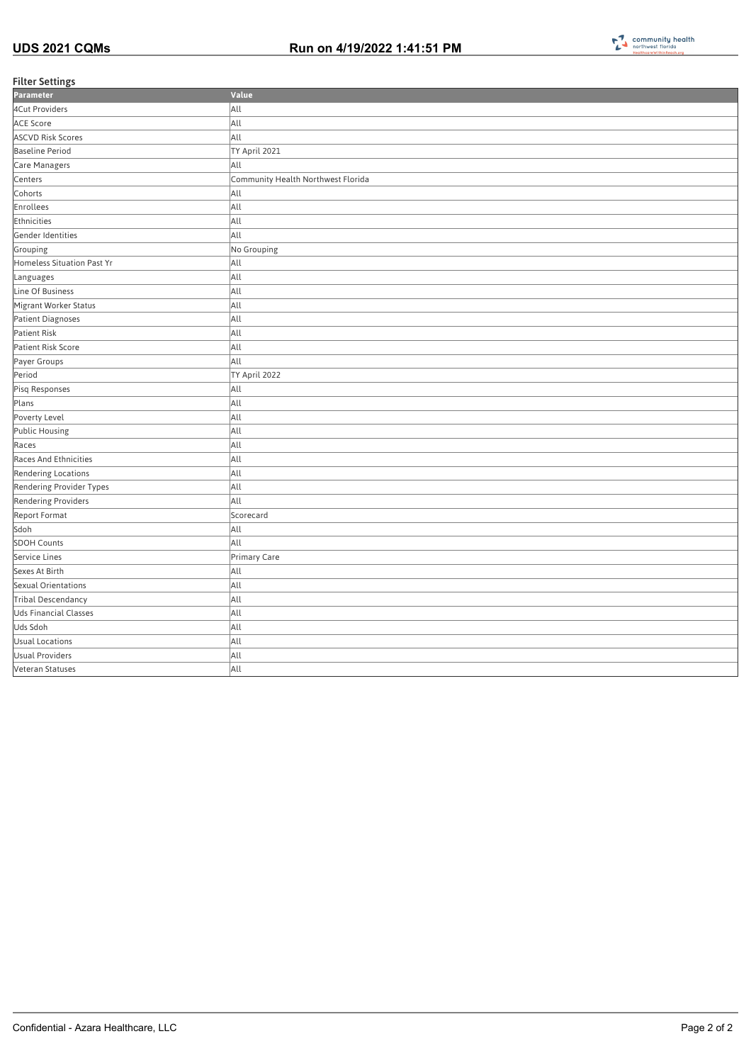## Filter Settings

| Parameter | Value |
|---|---|
| 4Cut Providers | All |
| ACE Score | All |
| ASCVD Risk Scores | All |
| Baseline Period | TY April 2021 |
| Care Managers | All |
| Centers | Community Health Northwest Florida |
| Cohorts | All |
| Enrollees | All |
| Ethnicities | All |
| Gender Identities | All |
| Grouping | No Grouping |
| Homeless Situation Past Yr | All |
| Languages | All |
| Line Of Business | All |
| Migrant Worker Status | All |
| Patient Diagnoses | All |
| Patient Risk | All |
| Patient Risk Score | All |
| Payer Groups | All |
| Period | TY April 2022 |
| Pisq Responses | All |
| Plans | All |
| Poverty Level | All |
| Public Housing | All |
| Races | All |
| Races And Ethnicities | All |
| Rendering Locations | All |
| Rendering Provider Types | All |
| Rendering Providers | All |
| Report Format | Scorecard |
| Sdoh | All |
| SDOH Counts | All |
| Service Lines | Primary Care |
| Sexes At Birth | All |
| Sexual Orientations | All |
| Tribal Descendancy | All |
| Uds Financial Classes | All |
| Uds Sdoh | All |
| Usual Locations | All |
| Usual Providers | All |
| Veteran Statuses | All |